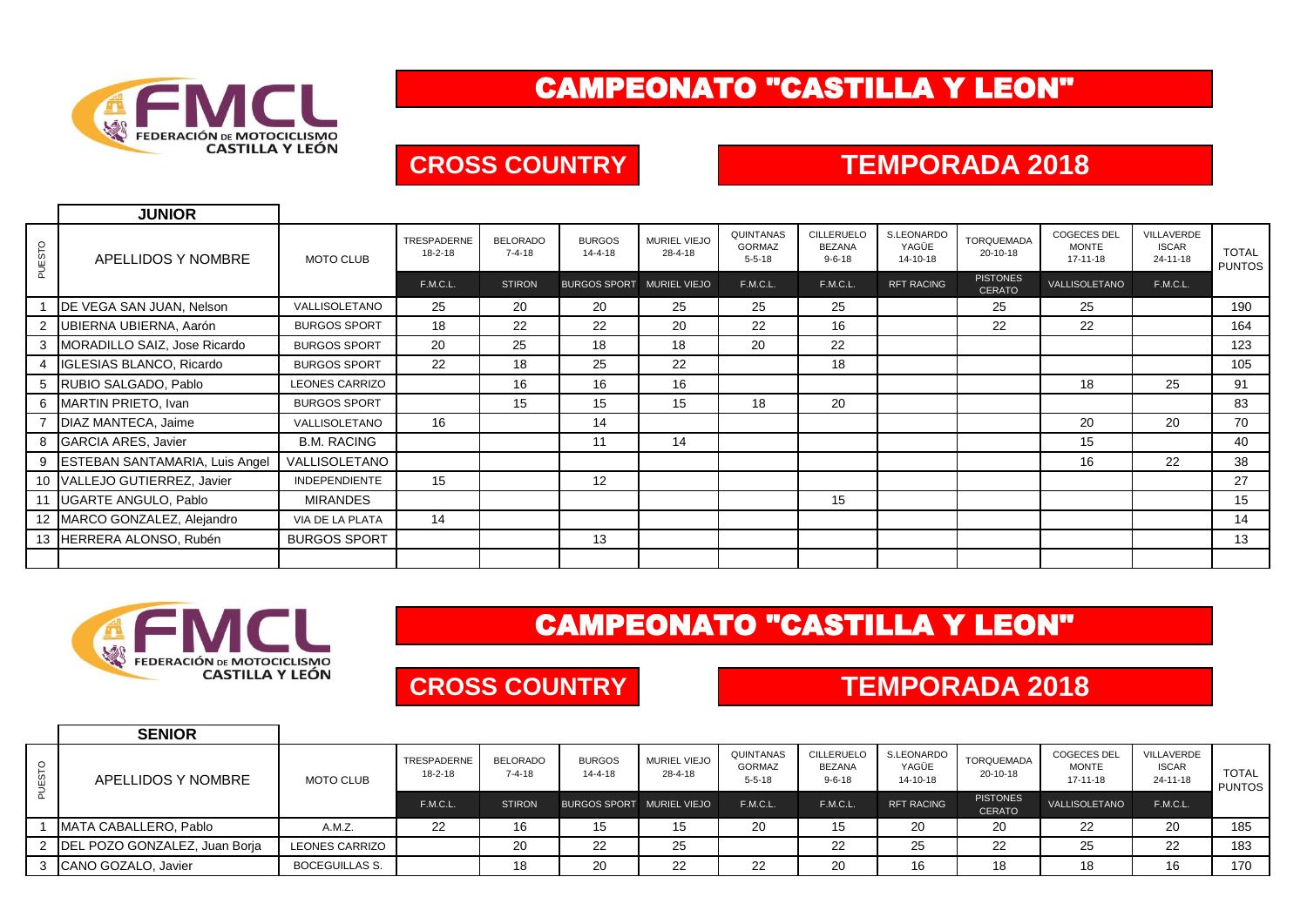FEDERACIÓN DE MOTOCICLISMO CASTILLA Y LEÓN

# CAMPEONATO "CASTILLA Y LEON"

## CROSS COUNTRY

## TEMPORADA 2018

### JUNIOR

| PUESTO | APELLIDOS Y NOMBRE | MOTO CLUB | TRESPADERNE 18-2-18 | BELORADO 7-4-18 | BURGOS 14-4-18 | MURIEL VIEJO 28-4-18 | QUINTANAS GORMAZ 5-5-18 | CILLERUELO BEZANA 9-6-18 | S.LEONARDO YAGÜE 14-10-18 | TORQUEMADA 20-10-18 | COGECES DEL MONTE 17-11-18 | VILLAVERDE ISCAR 24-11-18 | TOTAL PUNTOS |
|---|---|---|---|---|---|---|---|---|---|---|---|---|---|
| | | | F.M.C.L. | STIRON | BURGOS SPORT | MURIEL VIEJO | F.M.C.L. | F.M.C.L. | RFT RACING | PISTONES CERATO | VALLISOLETANO | F.M.C.L. | |
| 1 | DE VEGA SAN JUAN, Nelson | VALLISOLETANO | 25 | 20 | 20 | 25 | 25 | 25 | | 25 | 25 | | 190 |
| 2 | UBIERNA UBIERNA, Aarón | BURGOS SPORT | 18 | 22 | 22 | 20 | 22 | 16 | | 22 | 22 | | 164 |
| 3 | MORADILLO SAIZ, Jose Ricardo | BURGOS SPORT | 20 | 25 | 18 | 18 | 20 | 22 | | | | | 123 |
| 4 | IGLESIAS BLANCO, Ricardo | BURGOS SPORT | 22 | 18 | 25 | 22 | | 18 | | | | | 105 |
| 5 | RUBIO SALGADO, Pablo | LEONES CARRIZO | | 16 | 16 | 16 | | | | | 18 | 25 | 91 |
| 6 | MARTIN PRIETO, Ivan | BURGOS SPORT | | 15 | 15 | 15 | 18 | 20 | | | | | 83 |
| 7 | DIAZ MANTECA, Jaime | VALLISOLETANO | 16 | | 14 | | | | | | 20 | 20 | 70 |
| 8 | GARCIA ARES, Javier | B.M. RACING | | | 11 | 14 | | | | | 15 | | 40 |
| 9 | ESTEBAN SANTAMARIA, Luis Angel | VALLISOLETANO | | | | | | | | | 16 | 22 | 38 |
| 10 | VALLEJO GUTIERREZ, Javier | INDEPENDIENTE | 15 | | 12 | | | | | | | | 27 |
| 11 | UGARTE ANGULO, Pablo | MIRANDES | | | | | | 15 | | | | | 15 |
| 12 | MARCO GONZALEZ, Alejandro | VIA DE LA PLATA | 14 | | | | | | | | | | 14 |
| 13 | HERRERA ALONSO, Rubén | BURGOS SPORT | | | 13 | | | | | | | | 13 |

FEDERACIÓN DE MOTOCICLISMO CASTILLA Y LEÓN

# CAMPEONATO "CASTILLA Y LEON"

## CROSS COUNTRY

## TEMPORADA 2018

### SENIOR

| PUESTO | APELLIDOS Y NOMBRE | MOTO CLUB | TRESPADERNE 18-2-18 | BELORADO 7-4-18 | BURGOS 14-4-18 | MURIEL VIEJO 28-4-18 | QUINTANAS GORMAZ 5-5-18 | CILLERUELO BEZANA 9-6-18 | S.LEONARDO YAGÜE 14-10-18 | TORQUEMADA 20-10-18 | COGECES DEL MONTE 17-11-18 | VILLAVERDE ISCAR 24-11-18 | TOTAL PUNTOS |
|---|---|---|---|---|---|---|---|---|---|---|---|---|---|
| | | | F.M.C.L. | STIRON | BURGOS SPORT | MURIEL VIEJO | F.M.C.L. | F.M.C.L. | RFT RACING | PISTONES CERATO | VALLISOLETANO | F.M.C.L. | |
| 1 | MATA CABALLERO, Pablo | A.M.Z. | 22 | 16 | 15 | 15 | 20 | 15 | 20 | 20 | 22 | 20 | 185 |
| 2 | DEL POZO GONZALEZ, Juan Borja | LEONES CARRIZO | | 20 | 22 | 25 | | 22 | 25 | 22 | 25 | 22 | 183 |
| 3 | CANO GOZALO, Javier | BOCEGUILLAS S. | | 18 | 20 | 22 | 22 | 20 | 16 | 18 | 18 | 16 | 170 |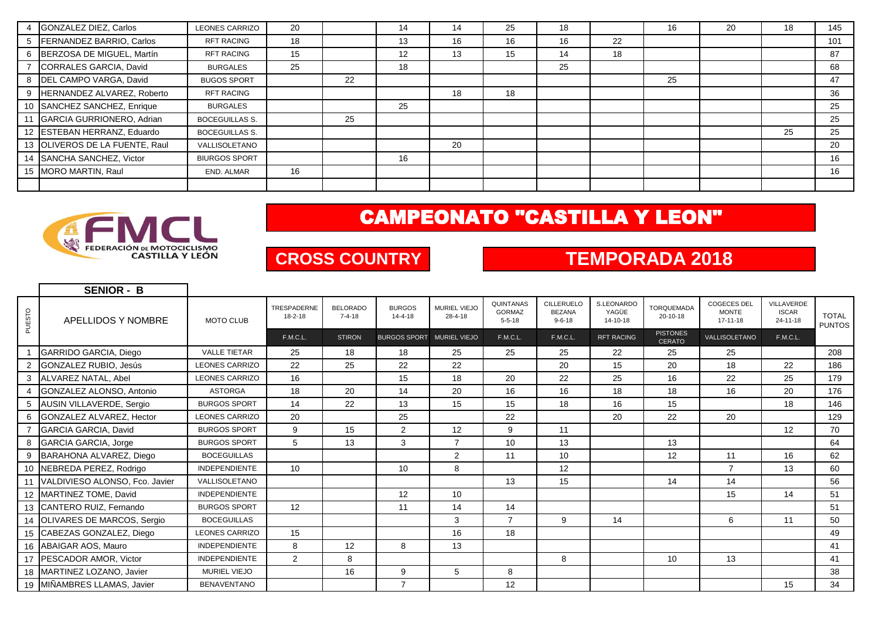| 4 | GONZALEZ DIEZ, Carlos | LEONES CARRIZO | 20 | | 14 | 14 | 25 | 18 | | 16 | 20 | 18 | 145 |
|---|---|---|---|---|---|---|---|---|---|---|---|---|---|
| 5 | FERNANDEZ BARRIO, Carlos | RFT RACING | 18 | | 13 | 16 | 16 | 16 | 22 | | | | 101 |
| 6 | BERZOSA DE MIGUEL, Martín | RFT RACING | 15 | | 12 | 13 | 15 | 14 | 18 | | | | 87 |
| 7 | CORRALES GARCIA, David | BURGALES | 25 | | 18 | | | 25 | | | | | 68 |
| 8 | DEL CAMPO VARGA, David | BUGOS SPORT | | 22 | | | | | | 25 | | | 47 |
| 9 | HERNANDEZ ALVAREZ, Roberto | RFT RACING | | | | 18 | 18 | | | | | | 36 |
| 10 | SANCHEZ SANCHEZ, Enrique | BURGALES | | | 25 | | | | | | | | 25 |
| 11 | GARCIA GURRIONERO, Adrian | BOCEGUILLAS S. | | 25 | | | | | | | | | 25 |
| 12 | ESTEBAN HERRANZ, Eduardo | BOCEGUILLAS S. | | | | | | | | | | 25 | 25 |
| 13 | OLIVEROS DE LA FUENTE, Raul | VALLISOLETANO | | | | 20 | | | | | | | 20 |
| 14 | SANCHA SANCHEZ, Victor | BIURGOS SPORT | | | 16 | | | | | | | | 16 |
| 15 | MORO MARTIN, Raul | END. ALMAR | 16 | | | | | | | | | | 16 |

# CAMPEONATO "CASTILLA Y LEON"

## CROSS COUNTRY

## TEMPORADA 2018

### SENIOR - B

| PUESTO | APELLIDOS Y NOMBRE | MOTO CLUB | TRESPADERNE 18-2-18 | BELORADO 7-4-18 | BURGOS 14-4-18 | MURIEL VIEJO 28-4-18 | QUINTANAS GORMAZ 5-5-18 | CILLERUELO BEZANA 9-6-18 | S.LEONARDO YAGÜE 14-10-18 | TORQUEMADA 20-10-18 | COGECES DEL MONTE 17-11-18 | VILLAVERDE ISCAR 24-11-18 | TOTAL PUNTOS |
|---|---|---|---|---|---|---|---|---|---|---|---|---|---|
| | | | F.M.C.L. | STIRON | BURGOS SPORT | MURIEL VIEJO | F.M.C.L. | F.M.C.L. | RFT RACING | PISTONES CERATO | VALLISOLETANO | F.M.C.L. | |
| 1 | GARRIDO GARCIA, Diego | VALLE TIETAR | 25 | 18 | 18 | 25 | 25 | 25 | 22 | 25 | 25 | | 208 |
| 2 | GONZALEZ RUBIO, Jesús | LEONES CARRIZO | 22 | 25 | 22 | 22 | | 20 | 15 | 20 | 18 | 22 | 186 |
| 3 | ALVAREZ NATAL, Abel | LEONES CARRIZO | 16 | | 15 | 18 | 20 | 22 | 25 | 16 | 22 | 25 | 179 |
| 4 | GONZALEZ ALONSO, Antonio | ASTORGA | 18 | 20 | 14 | 20 | 16 | 16 | 18 | 18 | 16 | 20 | 176 |
| 5 | AUSIN VILLAVERDE, Sergio | BURGOS SPORT | 14 | 22 | 13 | 15 | 15 | 18 | 16 | 15 | | 18 | 146 |
| 6 | GONZALEZ ALVAREZ, Hector | LEONES CARRIZO | 20 | | 25 | | 22 | | 20 | 22 | 20 | | 129 |
| 7 | GARCIA GARCIA, David | BURGOS SPORT | 9 | 15 | 2 | 12 | 9 | 11 | | | | 12 | 70 |
| 8 | GARCIA GARCIA, Jorge | BURGOS SPORT | 5 | 13 | 3 | 7 | 10 | 13 | | 13 | | | 64 |
| 9 | BARAHONA ALVAREZ, Diego | BOCEGUILLAS | | | | 2 | 11 | 10 | | 12 | 11 | 16 | 62 |
| 10 | NEBREDA PEREZ, Rodrigo | INDEPENDIENTE | 10 | | 10 | 8 | | 12 | | | 7 | 13 | 60 |
| 11 | VALDIVIESO ALONSO, Fco. Javier | VALLISOLETANO | | | | | 13 | 15 | | 14 | 14 | | 56 |
| 12 | MARTINEZ TOME, David | INDEPENDIENTE | | | 12 | 10 | | | | | 15 | 14 | 51 |
| 13 | CANTERO RUIZ, Fernando | BURGOS SPORT | 12 | | 11 | 14 | 14 | | | | | | 51 |
| 14 | OLIVARES DE MARCOS, Sergio | BOCEGUILLAS | | | | 3 | 7 | 9 | 14 | | 6 | 11 | 50 |
| 15 | CABEZAS GONZALEZ, Diego | LEONES CARRIZO | 15 | | | 16 | 18 | | | | | | 49 |
| 16 | ABAIGAR AOS, Mauro | INDEPENDIENTE | 8 | 12 | 8 | 13 | | | | | | | 41 |
| 17 | PESCADOR AMOR, Victor | INDEPENDIENTE | 2 | 8 | | | | 8 | | 10 | 13 | | 41 |
| 18 | MARTINEZ LOZANO, Javier | MURIEL VIEJO | | 16 | 9 | 5 | 8 | | | | | | 38 |
| 19 | MIÑAMBRES LLAMAS, Javier | BENAVENTANO | | | 7 | | 12 | | | | | 15 | 34 |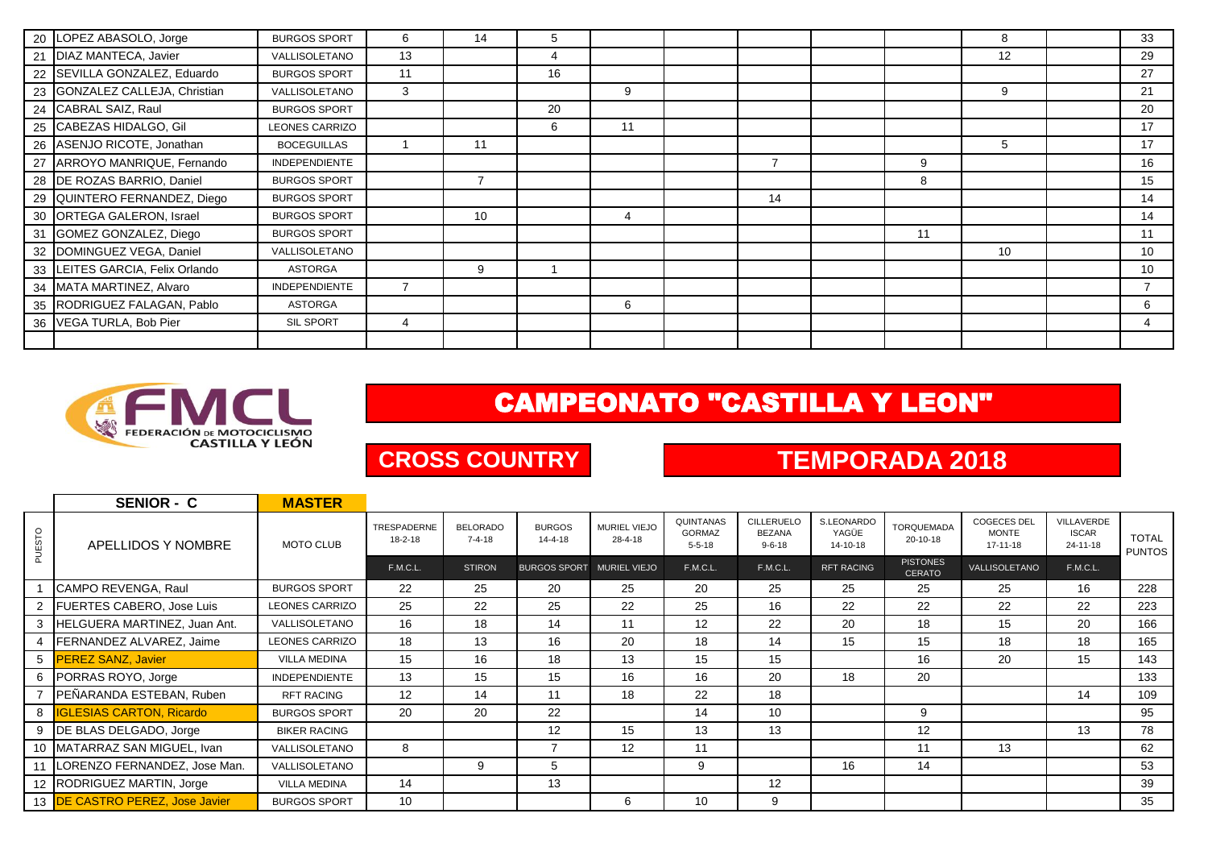| PUESTO | APELLIDOS Y NOMBRE | MOTO CLUB | TRESPADERNE 18-2-18 | BELORADO 7-4-18 | BURGOS 14-4-18 | MURIEL VIEJO 28-4-18 | QUINTANAS GORMAZ 5-5-18 | CILLERUELO BEZANA 9-6-18 | S.LEONARDO YAGÜE 14-10-18 | TORQUEMADA 20-10-18 | COGECES DEL MONTE 17-11-18 | VILLAVERDE ISCAR 24-11-18 | TOTAL PUNTOS |
|---|---|---|---|---|---|---|---|---|---|---|---|---|---|
| 20 | LOPEZ ABASOLO, Jorge | BURGOS SPORT | 6 | 14 | 5 | | | | | | 8 | | 33 |
| 21 | DIAZ MANTECA, Javier | VALLISOLETANO | 13 | | 4 | | | | | | 12 | | 29 |
| 22 | SEVILLA GONZALEZ, Eduardo | BURGOS SPORT | 11 | | 16 | | | | | | | | 27 |
| 23 | GONZALEZ CALLEJA, Christian | VALLISOLETANO | 3 | | | 9 | | | | | 9 | | 21 |
| 24 | CABRAL SAIZ, Raul | BURGOS SPORT | | | 20 | | | | | | | | 20 |
| 25 | CABEZAS HIDALGO, Gil | LEONES CARRIZO | | | 6 | 11 | | | | | | | 17 |
| 26 | ASENJO RICOTE, Jonathan | BOCEGUILLAS | 1 | 11 | | | | | | | 5 | | 17 |
| 27 | ARROYO MANRIQUE, Fernando | INDEPENDIENTE | | | | | | 7 | | 9 | | | 16 |
| 28 | DE ROZAS BARRIO, Daniel | BURGOS SPORT | | 7 | | | | | | 8 | | | 15 |
| 29 | QUINTERO FERNANDEZ, Diego | BURGOS SPORT | | | | | | 14 | | | | | 14 |
| 30 | ORTEGA GALERON, Israel | BURGOS SPORT | | 10 | | 4 | | | | | | | 14 |
| 31 | GOMEZ GONZALEZ, Diego | BURGOS SPORT | | | | | | | | 11 | | | 11 |
| 32 | DOMINGUEZ VEGA, Daniel | VALLISOLETANO | | | | | | | | | 10 | | 10 |
| 33 | LEITES GARCIA, Felix Orlando | ASTORGA | | 9 | 1 | | | | | | | | 10 |
| 34 | MATA MARTINEZ, Alvaro | INDEPENDIENTE | 7 | | | | | | | | | | 7 |
| 35 | RODRIGUEZ FALAGAN, Pablo | ASTORGA | | | | 6 | | | | | | | 6 |
| 36 | VEGA TURLA, Bob Pier | SIL SPORT | 4 | | | | | | | | | | 4 |

FEDERACIÓN DE MOTOCICLISMO CASTILLA Y LEÓN

# CAMPEONATO "CASTILLA Y LEON"

## CROSS COUNTRY

## TEMPORADA 2018

| PUESTO | SENIOR - C<br>APELLIDOS Y NOMBRE | MASTER<br>MOTO CLUB | TRESPADERNE 18-2-18 | BELORADO 7-4-18 | BURGOS 14-4-18 | MURIEL VIEJO 28-4-18 | QUINTANAS GORMAZ 5-5-18 | CILLERUELO BEZANA 9-6-18 | S.LEONARDO YAGÜE 14-10-18 | TORQUEMADA 20-10-18 | COGECES DEL MONTE 17-11-18 | VILLAVERDE ISCAR 24-11-18 | TOTAL PUNTOS |
|---|---|---|---|---|---|---|---|---|---|---|---|---|---|
| | | | F.M.C.L. | STIRON | BURGOS SPORT | MURIEL VIEJO | F.M.C.L. | F.M.C.L. | RFT RACING | PISTONES CERATO | VALLISOLETANO | F.M.C.L. | |
| 1 | CAMPO REVENGA, Raul | BURGOS SPORT | 22 | 25 | 20 | 25 | 20 | 25 | 25 | 25 | 25 | 16 | 228 |
| 2 | FUERTES CABERO, Jose Luis | LEONES CARRIZO | 25 | 22 | 25 | 22 | 25 | 16 | 22 | 22 | 22 | 22 | 223 |
| 3 | HELGUERA MARTINEZ, Juan Ant. | VALLISOLETANO | 16 | 18 | 14 | 11 | 12 | 22 | 20 | 18 | 15 | 20 | 166 |
| 4 | FERNANDEZ ALVAREZ, Jaime | LEONES CARRIZO | 18 | 13 | 16 | 20 | 18 | 14 | 15 | 15 | 18 | 18 | 165 |
| 5 | PEREZ SANZ, Javier | VILLA MEDINA | 15 | 16 | 18 | 13 | 15 | 15 | | 16 | 20 | 15 | 143 |
| 6 | PORRAS ROYO, Jorge | INDEPENDIENTE | 13 | 15 | 15 | 16 | 16 | 20 | 18 | 20 | | | 133 |
| 7 | PEÑARANDA ESTEBAN, Ruben | RFT RACING | 12 | 14 | 11 | 18 | 22 | 18 | | | | 14 | 109 |
| 8 | IGLESIAS CARTON, Ricardo | BURGOS SPORT | 20 | 20 | 22 | | 14 | 10 | | 9 | | | 95 |
| 9 | DE BLAS DELGADO, Jorge | BIKER RACING | | | 12 | 15 | 13 | 13 | | 12 | | 13 | 78 |
| 10 | MATARRAZ SAN MIGUEL, Ivan | VALLISOLETANO | 8 | | 7 | 12 | 11 | | | 11 | 13 | | 62 |
| 11 | LORENZO FERNANDEZ, Jose Man. | VALLISOLETANO | | 9 | 5 | | 9 | | 16 | 14 | | | 53 |
| 12 | RODRIGUEZ MARTIN, Jorge | VILLA MEDINA | 14 | | 13 | | | 12 | | | | | 39 |
| 13 | DE CASTRO PEREZ, Jose Javier | BURGOS SPORT | 10 | | | 6 | 10 | 9 | | | | | 35 |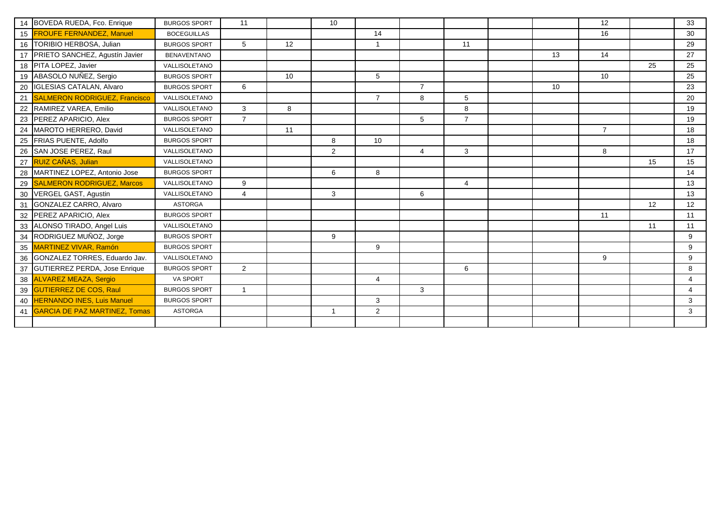| | | | | | | | | | | | | | |
|---|---|---|---|---|---|---|---|---|---|---|---|---|---|
| 14 | BOVEDA RUEDA, Fco. Enrique | BURGOS SPORT | 11 | | 10 | | | | | | 12 | | 33 |
| 15 | FROUFE FERNANDEZ, Manuel | BOCEGUILLAS | | | | 14 | | | | | 16 | | 30 |
| 16 | TORIBIO HERBOSA, Julian | BURGOS SPORT | 5 | 12 | | 1 | | 11 | | | | | 29 |
| 17 | PRIETO SANCHEZ, Agustín Javier | BENAVENTANO | | | | | | | | 13 | 14 | | 27 |
| 18 | PITA LOPEZ, Javier | VALLISOLETANO | | | | | | | | | | 25 | 25 |
| 19 | ABASOLO NUÑEZ, Sergio | BURGOS SPORT | | 10 | | 5 | | | | | 10 | | 25 |
| 20 | IGLESIAS CATALAN, Alvaro | BURGOS SPORT | 6 | | | | 7 | | | 10 | | | 23 |
| 21 | SALMERON RODRIGUEZ, Francisco | VALLISOLETANO | | | | 7 | 8 | 5 | | | | | 20 |
| 22 | RAMIREZ VAREA, Emilio | VALLISOLETANO | 3 | 8 | | | | 8 | | | | | 19 |
| 23 | PEREZ APARICIO, Alex | BURGOS SPORT | 7 | | | | 5 | 7 | | | | | 19 |
| 24 | MAROTO HERRERO, David | VALLISOLETANO | | 11 | | | | | | | 7 | | 18 |
| 25 | FRIAS PUENTE, Adolfo | BURGOS SPORT | | | 8 | 10 | | | | | | | 18 |
| 26 | SAN JOSE PEREZ, Raul | VALLISOLETANO | | | 2 | | 4 | 3 | | | 8 | | 17 |
| 27 | RUIZ CAÑAS, Julian | VALLISOLETANO | | | | | | | | | | 15 | 15 |
| 28 | MARTINEZ LOPEZ, Antonio Jose | BURGOS SPORT | | | 6 | 8 | | | | | | | 14 |
| 29 | SALMERON RODRIGUEZ, Marcos | VALLISOLETANO | 9 | | | | | 4 | | | | | 13 |
| 30 | VERGEL GAST, Agustin | VALLISOLETANO | 4 | | 3 | | 6 | | | | | | 13 |
| 31 | GONZALEZ CARRO, Alvaro | ASTORGA | | | | | | | | | | 12 | 12 |
| 32 | PEREZ APARICIO, Alex | BURGOS SPORT | | | | | | | | | 11 | | 11 |
| 33 | ALONSO TIRADO, Angel Luis | VALLISOLETANO | | | | | | | | | | 11 | 11 |
| 34 | RODRIGUEZ MUÑOZ, Jorge | BURGOS SPORT | | | 9 | | | | | | | | 9 |
| 35 | MARTINEZ VIVAR, Ramón | BURGOS SPORT | | | | 9 | | | | | | | 9 |
| 36 | GONZALEZ TORRES, Eduardo Jav. | VALLISOLETANO | | | | | | | | | 9 | | 9 |
| 37 | GUTIERREZ PERDA, Jose Enrique | BURGOS SPORT | 2 | | | | | 6 | | | | | 8 |
| 38 | ALVAREZ MEAZA, Sergio | VA SPORT | | | | 4 | | | | | | | 4 |
| 39 | GUTIERREZ DE COS, Raul | BURGOS SPORT | 1 | | | | 3 | | | | | | 4 |
| 40 | HERNANDO INES, Luis Manuel | BURGOS SPORT | | | | 3 | | | | | | | 3 |
| 41 | GARCIA DE PAZ MARTINEZ, Tomas | ASTORGA | | | 1 | 2 | | | | | | | 3 |